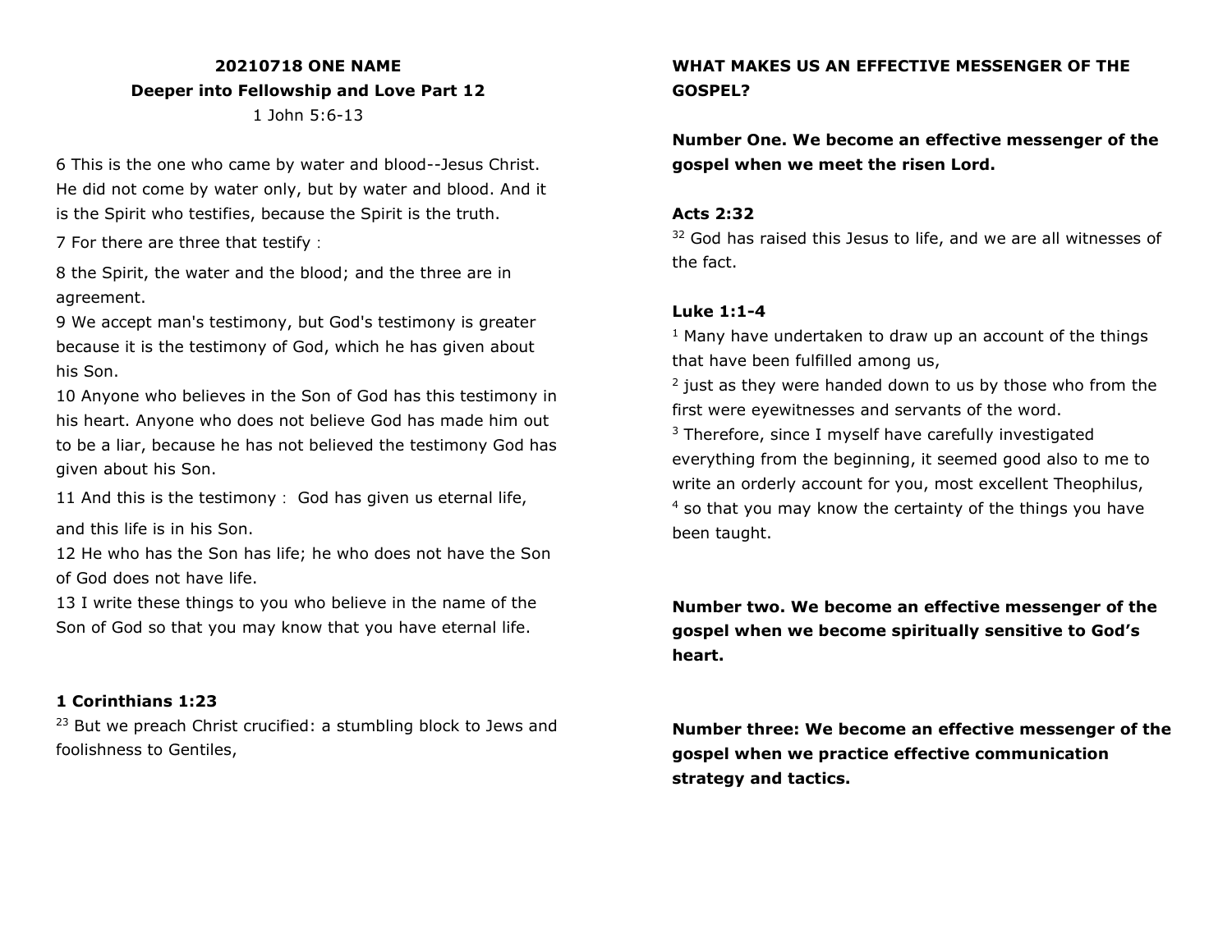# 20210718 ONE NAME

## Deeper into Fellowship and Love Part 12

1 John 5:6-13

6 This is the one who came by water and blood--Jesus Christ. He did not come by water only, but by water and blood. And it is the Spirit who testifies, because the Spirit is the truth.

7 For there are three that testify：

8 the Spirit, the water and the blood; and the three are in agreement.

9 We accept man's testimony, but God's testimony is greater because it is the testimony of God, which he has given about his Son.

10 Anyone who believes in the Son of God has this testimony in his heart. Anyone who does not believe God has made him out to be a liar, because he has not believed the testimony God has given about his Son.

11 And this is the testimony： God has given us eternal life, and this life is in his Son.

12 He who has the Son has life; he who does not have the Son of God does not have life.

13 I write these things to you who believe in the name of the Son of God so that you may know that you have eternal life.

**1 Corinthians 1:23**

23 But we preach Christ crucified: a stumbling block to Jews and foolishness to Gentiles,

**WHAT MAKES US AN EFFECTIVE MESSENGER OF THE GOSPEL?**

**Number One. We become an effective messenger of the gospel when we meet the risen Lord.**

**Acts 2:32**

32 God has raised this Jesus to life, and we are all witnesses of the fact.

**Luke 1:1-4**

1 Many have undertaken to draw up an account of the things that have been fulfilled among us,

2 just as they were handed down to us by those who from the first were eyewitnesses and servants of the word.

3 Therefore, since I myself have carefully investigated everything from the beginning, it seemed good also to me to write an orderly account for you, most excellent Theophilus,

4 so that you may know the certainty of the things you have been taught.

**Number two. We become an effective messenger of the gospel when we become spiritually sensitive to God's heart.**

**Number three: We become an effective messenger of the gospel when we practice effective communication strategy and tactics.**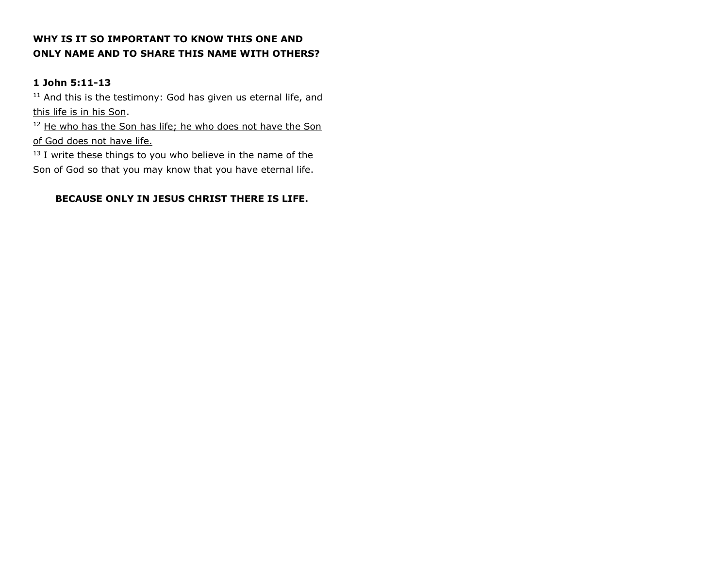**WHY IS IT SO IMPORTANT TO KNOW THIS ONE AND ONLY NAME AND TO SHARE THIS NAME WITH OTHERS?**

**1 John 5:11-13**

[11] And this is the testimony: God has given us eternal life, and <u>this life is in his Son</u>.
[12] <u>He who has the Son has life; he who does not have the Son of God does not have life.</u>
[13] I write these things to you who believe in the name of the Son of God so that you may know that you have eternal life.

**BECAUSE ONLY IN JESUS CHRIST THERE IS LIFE.**